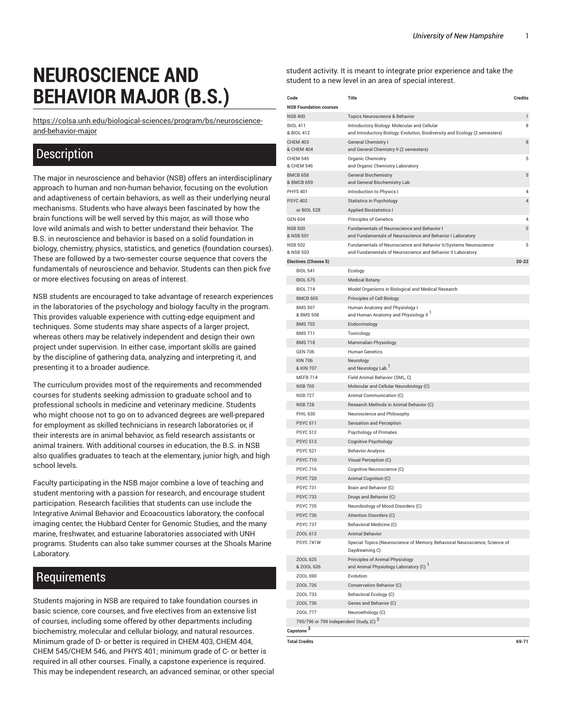# NEUROSCIENCE AND BEHAVIOR MAJOR (B.S.)

https://colsa.unh.edu/biological-sciences/program/bs/neuroscience-and-behavior-major

## Description

The major in neuroscience and behavior (NSB) offers an interdisciplinary approach to human and non-human behavior, focusing on the evolution and adaptiveness of certain behaviors, as well as their underlying neural mechanisms. Students who have always been fascinated by how the brain functions will be well served by this major, as will those who love wild animals and wish to better understand their behavior. The B.S. in neuroscience and behavior is based on a solid foundation in biology, chemistry, physics, statistics, and genetics (foundation courses). These are followed by a two-semester course sequence that covers the fundamentals of neuroscience and behavior. Students can then pick five or more electives focusing on areas of interest.

NSB students are encouraged to take advantage of research experiences in the laboratories of the psychology and biology faculty in the program. This provides valuable experience with cutting-edge equipment and techniques. Some students may share aspects of a larger project, whereas others may be relatively independent and design their own project under supervision. In either case, important skills are gained by the discipline of gathering data, analyzing and interpreting it, and presenting it to a broader audience.

The curriculum provides most of the requirements and recommended courses for students seeking admission to graduate school and to professional schools in medicine and veterinary medicine. Students who might choose not to go on to advanced degrees are well-prepared for employment as skilled technicians in research laboratories or, if their interests are in animal behavior, as field research assistants or animal trainers. With additional courses in education, the B.S. in NSB also qualifies graduates to teach at the elementary, junior high, and high school levels.

Faculty participating in the NSB major combine a love of teaching and student mentoring with a passion for research, and encourage student participation. Research facilities that students can use include the Integrative Animal Behavior and Ecoacoustics laboratory, the confocal imaging center, the Hubbard Center for Genomic Studies, and the many marine, freshwater, and estuarine laboratories associated with UNH programs. Students can also take summer courses at the Shoals Marine Laboratory.

## Requirements

Students majoring in NSB are required to take foundation courses in basic science, core courses, and five electives from an extensive list of courses, including some offered by other departments including biochemistry, molecular and cellular biology, and natural resources. Minimum grade of D- or better is required in CHEM 403, CHEM 404, CHEM 545/CHEM 546, and PHYS 401; minimum grade of C- or better is required in all other courses. Finally, a capstone experience is required. This may be independent research, an advanced seminar, or other special student activity. It is meant to integrate prior experience and take the student to a new level in an area of special interest.

| Code | Title | Credits |
|---|---|---|
| **NSB Foundation courses** | | |
| NSB 400 | Topics Neuroscience & Behavior | 1 |
| BIOL 411 & BIOL 412 | Introductory Biology: Molecular and Cellular and Introductory Biology: Evolution, Biodiversity and Ecology (2 semesters) | 8 |
| CHEM 403 & CHEM 404 | General Chemistry I and General Chemistry II (2 semesters) | 8 |
| CHEM 545 & CHEM 546 | Organic Chemistry and Organic Chemistry Laboratory | 5 |
| BMCB 658 & BMCB 659 | General Biochemistry and General Biochemistry Lab | 5 |
| PHYS 401 | Introduction to Physics I | 4 |
| PSYC 402 | Statistics in Psychology | 4 |
| or BIOL 528 | Applied Biostatistics I | |
| GEN 604 | Principles of Genetics | 4 |
| NSB 500 & NSB 501 | Fundamentals of Neuroscience and Behavior I and Fundamentals of Neuroscience and Behavior I Laboratory | 5 |
| NSB 502 & NSB 503 | Fundamentals of Neuroscience and Behavior II/Systems Neuroscience and Fundamentals of Neuroscience and Behavior II Laboratory | 5 |
| **Electives (Choose 5)** | | **20-22** |
| BIOL 541 | Ecology | |
| BIOL 675 | Medical Botany | |
| BIOL 714 | Model Organisms in Biological and Medical Research | |
| BMCB 605 | Principles of Cell Biology | |
| BMS 507 & BMS 508 | Human Anatomy and Physiology I and Human Anatomy and Physiology II [1] | |
| BMS 702 | Endocrinology | |
| BMS 711 | Toxicology | |
| BMS 718 | Mammalian Physiology | |
| GEN 706 | Human Genetics | |
| KIN 706 & KIN 707 | Neurology and Neurology Lab [1] | |
| MEFB 714 | Field Animal Behavior (SML, C) | |
| NSB 705 | Molecular and Cellular Neurobiology (C) | |
| NSB 727 | Animal Communication (C) | |
| NSB 728 | Research Methods in Animal Behavior (C) | |
| PHIL 630 | Neuroscience and Philosophy | |
| PSYC 511 | Sensation and Perception | |
| PSYC 512 | Psychology of Primates | |
| PSYC 513 | Cognitive Psychology | |
| PSYC 521 | Behavior Analysis | |
| PSYC 710 | Visual Perception (C) | |
| PSYC 716 | Cognitive Neuroscience (C) | |
| PSYC 720 | Animal Cognition (C) | |
| PSYC 731 | Brain and Behavior (C) | |
| PSYC 733 | Drugs and Behavior (C) | |
| PSYC 735 | Neurobiology of Mood Disorders (C) | |
| PSYC 736 | Attention Disorders (C) | |
| PSYC 737 | Behavioral Medicine (C) | |
| ZOOL 613 | Animal Behavior | |
| PSYC 741W | Special Topics (Neuroscience of Memory, Behavioral Neuroscience, Science of Daydreaming C) | |
| ZOOL 625 & ZOOL 626 | Principles of Animal Physiology and Animal Physiology Laboratory (C) [1] | |
| ZOOL 690 | Evolution | |
| ZOOL 726 | Conservation Behavior (C) | |
| ZOOL 733 | Behavioral Ecology (C) | |
| ZOOL 736 | Genes and Behavior (C) | |
| ZOOL 777 | Neuroethology (C) | |
| 795/796 or 799 Independent Study, (C) [2] | | |
| **Capstone** [3] | | |
| **Total Credits** | | **69-71** |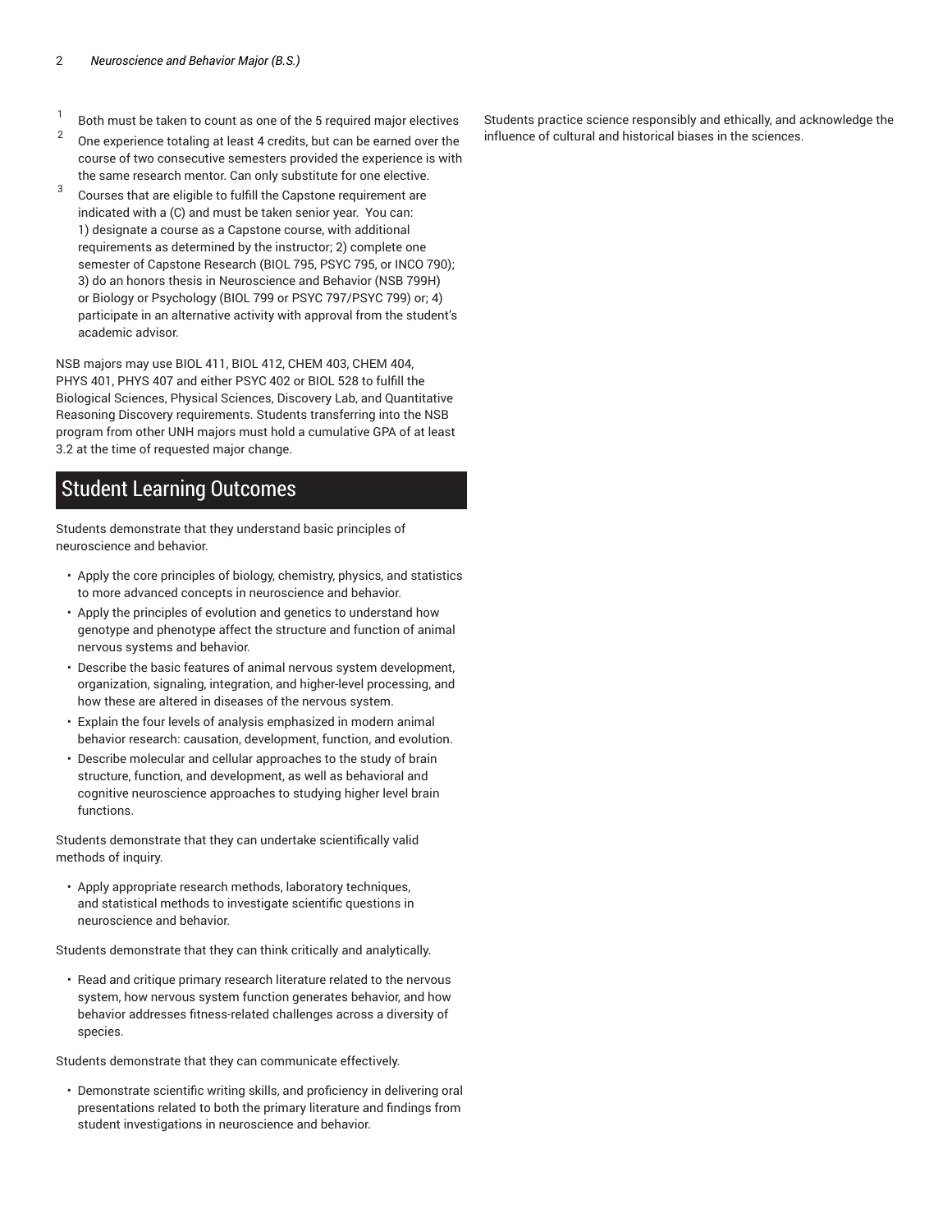[1] Both must be taken to count as one of the 5 required major electives

[2] One experience totaling at least 4 credits, but can be earned over the course of two consecutive semesters provided the experience is with the same research mentor. Can only substitute for one elective.

[3] Courses that are eligible to fulfill the Capstone requirement are indicated with a (C) and must be taken senior year. You can: 1) designate a course as a Capstone course, with additional requirements as determined by the instructor; 2) complete one semester of Capstone Research (BIOL 795, PSYC 795, or INCO 790); 3) do an honors thesis in Neuroscience and Behavior (NSB 799H) or Biology or Psychology (BIOL 799 or PSYC 797/PSYC 799) or; 4) participate in an alternative activity with approval from the student's academic advisor.

NSB majors may use BIOL 411, BIOL 412, CHEM 403, CHEM 404, PHYS 401, PHYS 407 and either PSYC 402 or BIOL 528 to fulfill the Biological Sciences, Physical Sciences, Discovery Lab, and Quantitative Reasoning Discovery requirements. Students transferring into the NSB program from other UNH majors must hold a cumulative GPA of at least 3.2 at the time of requested major change.

## Student Learning Outcomes

Students demonstrate that they understand basic principles of neuroscience and behavior.

- Apply the core principles of biology, chemistry, physics, and statistics to more advanced concepts in neuroscience and behavior.
- Apply the principles of evolution and genetics to understand how genotype and phenotype affect the structure and function of animal nervous systems and behavior.
- Describe the basic features of animal nervous system development, organization, signaling, integration, and higher-level processing, and how these are altered in diseases of the nervous system.
- Explain the four levels of analysis emphasized in modern animal behavior research: causation, development, function, and evolution.
- Describe molecular and cellular approaches to the study of brain structure, function, and development, as well as behavioral and cognitive neuroscience approaches to studying higher level brain functions.

Students demonstrate that they can undertake scientifically valid methods of inquiry.

- Apply appropriate research methods, laboratory techniques, and statistical methods to investigate scientific questions in neuroscience and behavior.

Students demonstrate that they can think critically and analytically.

- Read and critique primary research literature related to the nervous system, how nervous system function generates behavior, and how behavior addresses fitness-related challenges across a diversity of species.

Students demonstrate that they can communicate effectively.

- Demonstrate scientific writing skills, and proficiency in delivering oral presentations related to both the primary literature and findings from student investigations in neuroscience and behavior.

Students practice science responsibly and ethically, and acknowledge the influence of cultural and historical biases in the sciences.